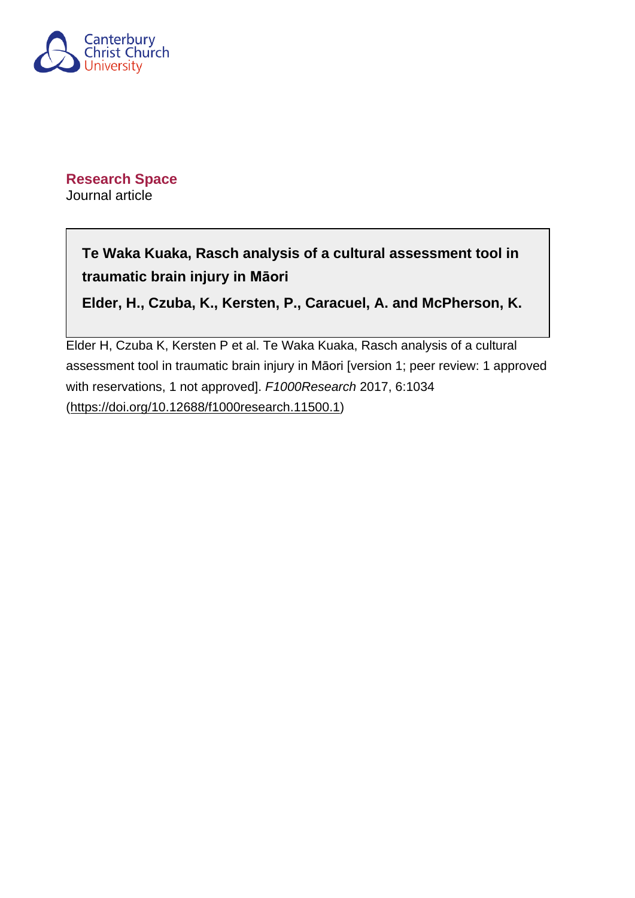Canterbury Christ Church University

**Research Space**

Journal article

**Te Waka Kuaka, Rasch analysis of a cultural assessment tool in traumatic brain injury in Māori**

**Elder, H., Czuba, K., Kersten, P., Caracuel, A. and McPherson, K.**

Elder H, Czuba K, Kersten P et al. Te Waka Kuaka, Rasch analysis of a cultural assessment tool in traumatic brain injury in Māori [version 1; peer review: 1 approved with reservations, 1 not approved]. *F1000Research* 2017, 6:1034 (https://doi.org/10.12688/f1000research.11500.1)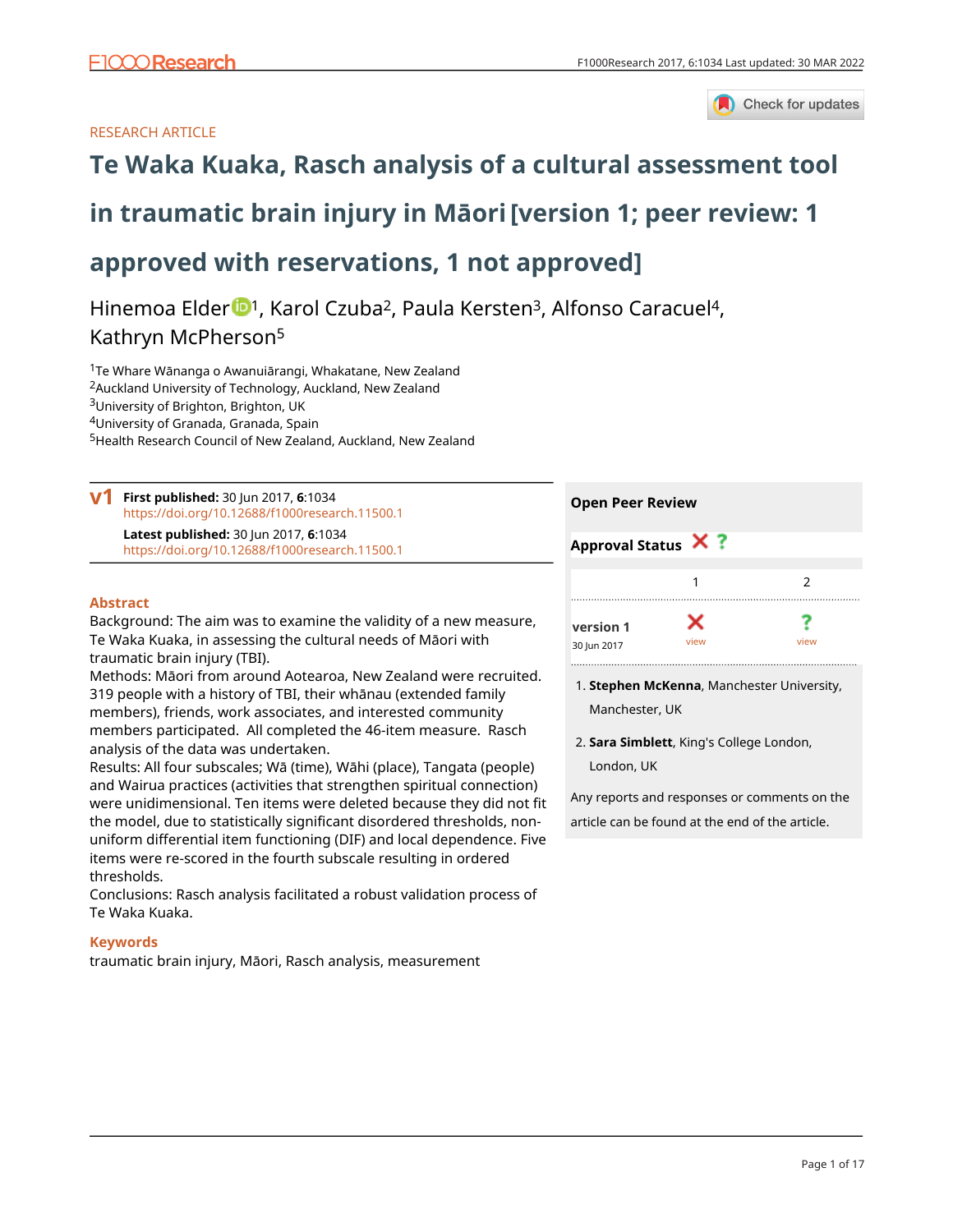RESEARCH ARTICLE

# Te Waka Kuaka, Rasch analysis of a cultural assessment tool in traumatic brain injury in Māori [version 1; peer review: 1 approved with reservations, 1 not approved]

Hinemoa Elder[1], Karol Czuba[2], Paula Kersten[3], Alfonso Caracuel[4], Kathryn McPherson[5]

[1]Te Whare Wānanga o Awanuiārangi, Whakatane, New Zealand
[2]Auckland University of Technology, Auckland, New Zealand
[3]University of Brighton, Brighton, UK
[4]University of Granada, Granada, Spain
[5]Health Research Council of New Zealand, Auckland, New Zealand

**v1** **First published:** 30 Jun 2017, **6**:1034
https://doi.org/10.12688/f1000research.11500.1
**Latest published:** 30 Jun 2017, **6**:1034
https://doi.org/10.12688/f1000research.11500.1

## Abstract

Background: The aim was to examine the validity of a new measure, Te Waka Kuaka, in assessing the cultural needs of Māori with traumatic brain injury (TBI).
Methods: Māori from around Aotearoa, New Zealand were recruited. 319 people with a history of TBI, their whānau (extended family members), friends, work associates, and interested community members participated. All completed the 46-item measure. Rasch analysis of the data was undertaken.
Results: All four subscales; Wā (time), Wāhi (place), Tangata (people) and Wairua practices (activities that strengthen spiritual connection) were unidimensional. Ten items were deleted because they did not fit the model, due to statistically significant disordered thresholds, non-uniform differential item functioning (DIF) and local dependence. Five items were re-scored in the fourth subscale resulting in ordered thresholds.
Conclusions: Rasch analysis facilitated a robust validation process of Te Waka Kuaka.

## Keywords

traumatic brain injury, Māori, Rasch analysis, measurement

## Open Peer Review

**Approval Status** ✗ ?

| | 1 | 2 |
|---|---|---|
| **version 1** 30 Jun 2017 | ✗ view | ? view |

1. **Stephen McKenna**, Manchester University, Manchester, UK

2. **Sara Simblett**, King's College London, London, UK

Any reports and responses or comments on the article can be found at the end of the article.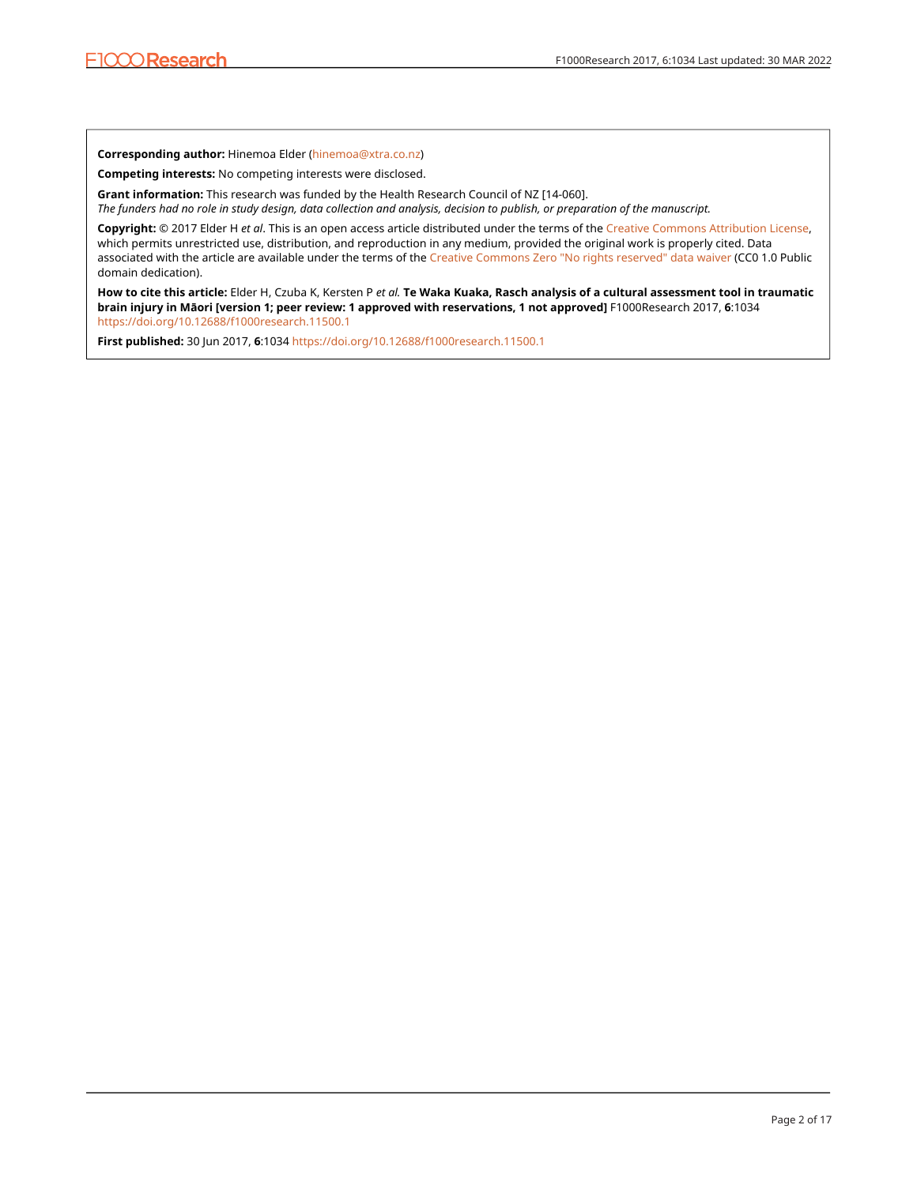**Corresponding author:** Hinemoa Elder (hinemoa@xtra.co.nz)

**Competing interests:** No competing interests were disclosed.

**Grant information:** This research was funded by the Health Research Council of NZ [14-060].
*The funders had no role in study design, data collection and analysis, decision to publish, or preparation of the manuscript.*

**Copyright:** © 2017 Elder H *et al*. This is an open access article distributed under the terms of the Creative Commons Attribution License, which permits unrestricted use, distribution, and reproduction in any medium, provided the original work is properly cited. Data associated with the article are available under the terms of the Creative Commons Zero "No rights reserved" data waiver (CC0 1.0 Public domain dedication).

**How to cite this article:** Elder H, Czuba K, Kersten P *et al.* **Te Waka Kuaka, Rasch analysis of a cultural assessment tool in traumatic brain injury in Māori [version 1; peer review: 1 approved with reservations, 1 not approved]** F1000Research 2017, **6**:1034 https://doi.org/10.12688/f1000research.11500.1

**First published:** 30 Jun 2017, **6**:1034 https://doi.org/10.12688/f1000research.11500.1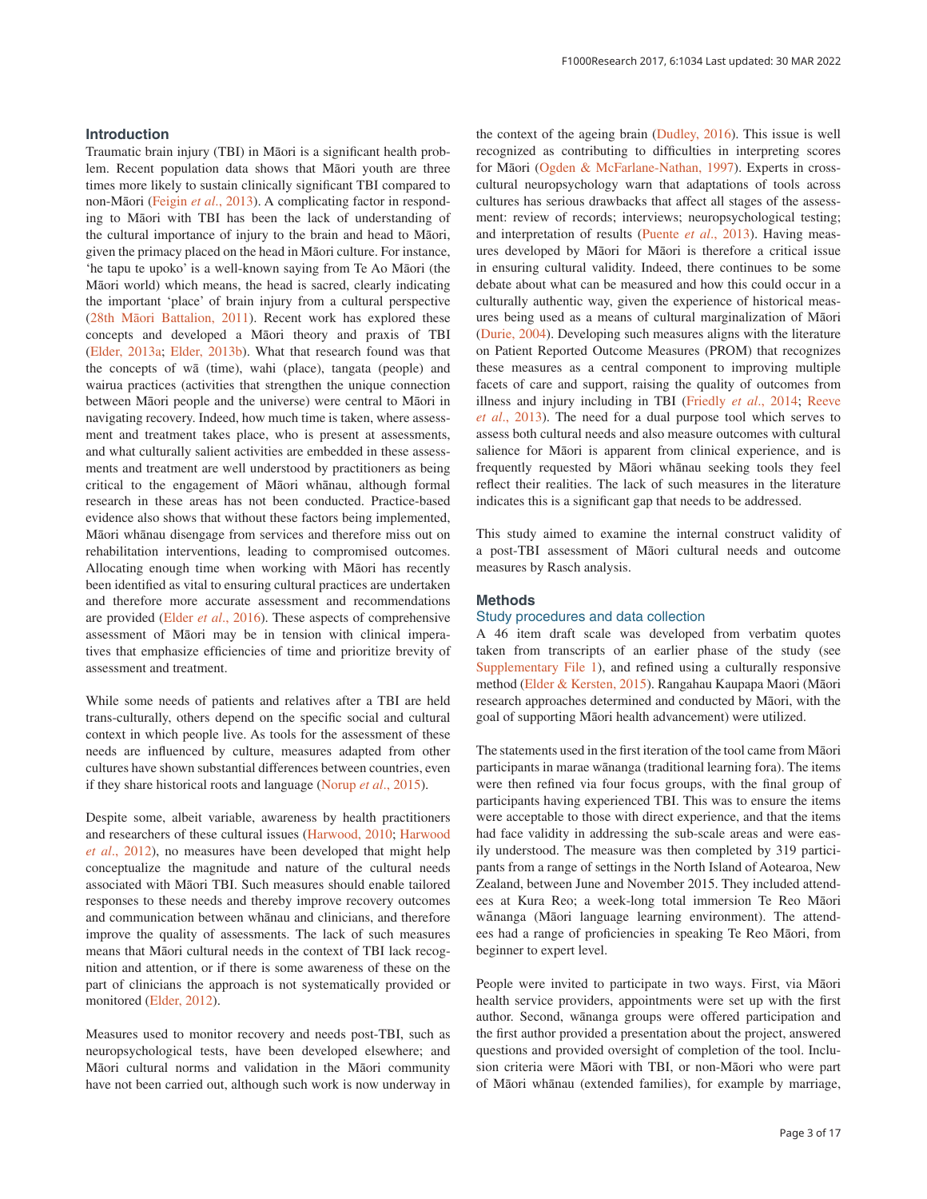## Introduction

Traumatic brain injury (TBI) in Māori is a significant health problem. Recent population data shows that Māori youth are three times more likely to sustain clinically significant TBI compared to non-Māori (Feigin *et al.*, 2013). A complicating factor in responding to Māori with TBI has been the lack of understanding of the cultural importance of injury to the brain and head to Māori, given the primacy placed on the head in Māori culture. For instance, 'he tapu te upoko' is a well-known saying from Te Ao Māori (the Māori world) which means, the head is sacred, clearly indicating the important 'place' of brain injury from a cultural perspective (28th Māori Battalion, 2011). Recent work has explored these concepts and developed a Māori theory and praxis of TBI (Elder, 2013a; Elder, 2013b). What that research found was that the concepts of wā (time), wahi (place), tangata (people) and wairua practices (activities that strengthen the unique connection between Māori people and the universe) were central to Māori in navigating recovery. Indeed, how much time is taken, where assessment and treatment takes place, who is present at assessments, and what culturally salient activities are embedded in these assessments and treatment are well understood by practitioners as being critical to the engagement of Māori whānau, although formal research in these areas has not been conducted. Practice-based evidence also shows that without these factors being implemented, Māori whānau disengage from services and therefore miss out on rehabilitation interventions, leading to compromised outcomes. Allocating enough time when working with Māori has recently been identified as vital to ensuring cultural practices are undertaken and therefore more accurate assessment and recommendations are provided (Elder *et al.*, 2016). These aspects of comprehensive assessment of Māori may be in tension with clinical imperatives that emphasize efficiencies of time and prioritize brevity of assessment and treatment.

While some needs of patients and relatives after a TBI are held trans-culturally, others depend on the specific social and cultural context in which people live. As tools for the assessment of these needs are influenced by culture, measures adapted from other cultures have shown substantial differences between countries, even if they share historical roots and language (Norup *et al.*, 2015).

Despite some, albeit variable, awareness by health practitioners and researchers of these cultural issues (Harwood, 2010; Harwood *et al.*, 2012), no measures have been developed that might help conceptualize the magnitude and nature of the cultural needs associated with Māori TBI. Such measures should enable tailored responses to these needs and thereby improve recovery outcomes and communication between whānau and clinicians, and therefore improve the quality of assessments. The lack of such measures means that Māori cultural needs in the context of TBI lack recognition and attention, or if there is some awareness of these on the part of clinicians the approach is not systematically provided or monitored (Elder, 2012).

Measures used to monitor recovery and needs post-TBI, such as neuropsychological tests, have been developed elsewhere; and Māori cultural norms and validation in the Māori community have not been carried out, although such work is now underway in the context of the ageing brain (Dudley, 2016). This issue is well recognized as contributing to difficulties in interpreting scores for Māori (Ogden & McFarlane-Nathan, 1997). Experts in cross-cultural neuropsychology warn that adaptations of tools across cultures has serious drawbacks that affect all stages of the assessment: review of records; interviews; neuropsychological testing; and interpretation of results (Puente *et al.*, 2013). Having measures developed by Māori for Māori is therefore a critical issue in ensuring cultural validity. Indeed, there continues to be some debate about what can be measured and how this could occur in a culturally authentic way, given the experience of historical measures being used as a means of cultural marginalization of Māori (Durie, 2004). Developing such measures aligns with the literature on Patient Reported Outcome Measures (PROM) that recognizes these measures as a central component to improving multiple facets of care and support, raising the quality of outcomes from illness and injury including in TBI (Friedly *et al.*, 2014; Reeve *et al.*, 2013). The need for a dual purpose tool which serves to assess both cultural needs and also measure outcomes with cultural salience for Māori is apparent from clinical experience, and is frequently requested by Māori whānau seeking tools they feel reflect their realities. The lack of such measures in the literature indicates this is a significant gap that needs to be addressed.

This study aimed to examine the internal construct validity of a post-TBI assessment of Māori cultural needs and outcome measures by Rasch analysis.

## Methods

### Study procedures and data collection

A 46 item draft scale was developed from verbatim quotes taken from transcripts of an earlier phase of the study (see Supplementary File 1), and refined using a culturally responsive method (Elder & Kersten, 2015). Rangahau Kaupapa Maori (Māori research approaches determined and conducted by Māori, with the goal of supporting Māori health advancement) were utilized.

The statements used in the first iteration of the tool came from Māori participants in marae wānanga (traditional learning fora). The items were then refined via four focus groups, with the final group of participants having experienced TBI. This was to ensure the items were acceptable to those with direct experience, and that the items had face validity in addressing the sub-scale areas and were easily understood. The measure was then completed by 319 participants from a range of settings in the North Island of Aotearoa, New Zealand, between June and November 2015. They included attendees at Kura Reo; a week-long total immersion Te Reo Māori wānanga (Māori language learning environment). The attendees had a range of proficiencies in speaking Te Reo Māori, from beginner to expert level.

People were invited to participate in two ways. First, via Māori health service providers, appointments were set up with the first author. Second, wānanga groups were offered participation and the first author provided a presentation about the project, answered questions and provided oversight of completion of the tool. Inclusion criteria were Māori with TBI, or non-Māori who were part of Māori whānau (extended families), for example by marriage,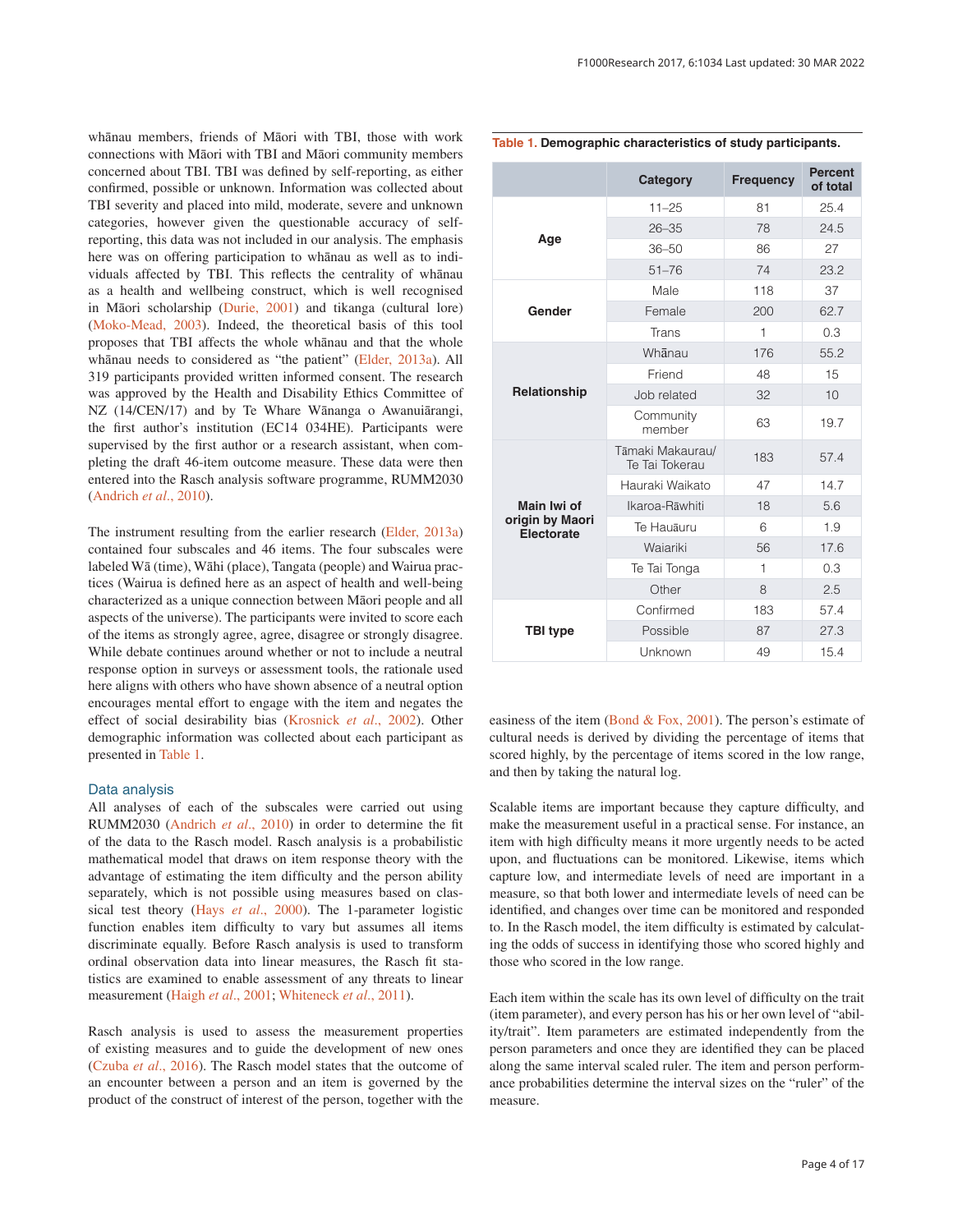whānau members, friends of Māori with TBI, those with work connections with Māori with TBI and Māori community members concerned about TBI. TBI was defined by self-reporting, as either confirmed, possible or unknown. Information was collected about TBI severity and placed into mild, moderate, severe and unknown categories, however given the questionable accuracy of self-reporting, this data was not included in our analysis. The emphasis here was on offering participation to whānau as well as to individuals affected by TBI. This reflects the centrality of whānau as a health and wellbeing construct, which is well recognised in Māori scholarship (Durie, 2001) and tikanga (cultural lore) (Moko-Mead, 2003). Indeed, the theoretical basis of this tool proposes that TBI affects the whole whānau and that the whole whānau needs to considered as "the patient" (Elder, 2013a). All 319 participants provided written informed consent. The research was approved by the Health and Disability Ethics Committee of NZ (14/CEN/17) and by Te Whare Wānanga o Awanuiārangi, the first author's institution (EC14 034HE). Participants were supervised by the first author or a research assistant, when completing the draft 46-item outcome measure. These data were then entered into the Rasch analysis software programme, RUMM2030 (Andrich *et al.*, 2010).

The instrument resulting from the earlier research (Elder, 2013a) contained four subscales and 46 items. The four subscales were labeled Wā (time), Wāhi (place), Tangata (people) and Wairua practices (Wairua is defined here as an aspect of health and well-being characterized as a unique connection between Māori people and all aspects of the universe). The participants were invited to score each of the items as strongly agree, agree, disagree or strongly disagree. While debate continues around whether or not to include a neutral response option in surveys or assessment tools, the rationale used here aligns with others who have shown absence of a neutral option encourages mental effort to engage with the item and negates the effect of social desirability bias (Krosnick *et al.*, 2002). Other demographic information was collected about each participant as presented in Table 1.

**Table 1. Demographic characteristics of study participants.**

| | Category | Frequency | Percent of total |
|---|---|---|---|
| Age | 11–25 | 81 | 25.4 |
| | 26–35 | 78 | 24.5 |
| | 36–50 | 86 | 27 |
| | 51–76 | 74 | 23.2 |
| Gender | Male | 118 | 37 |
| | Female | 200 | 62.7 |
| | Trans | 1 | 0.3 |
| Relationship | Whānau | 176 | 55.2 |
| | Friend | 48 | 15 |
| | Job related | 32 | 10 |
| | Community member | 63 | 19.7 |
| Main Iwi of origin by Maori Electorate | Tāmaki Makaurau/ Te Tai Tokerau | 183 | 57.4 |
| | Hauraki Waikato | 47 | 14.7 |
| | Ikaroa-Rāwhiti | 18 | 5.6 |
| | Te Hauāuru | 6 | 1.9 |
| | Waiariki | 56 | 17.6 |
| | Te Tai Tonga | 1 | 0.3 |
| | Other | 8 | 2.5 |
| TBI type | Confirmed | 183 | 57.4 |
| | Possible | 87 | 27.3 |
| | Unknown | 49 | 15.4 |

## Data analysis

All analyses of each of the subscales were carried out using RUMM2030 (Andrich *et al.*, 2010) in order to determine the fit of the data to the Rasch model. Rasch analysis is a probabilistic mathematical model that draws on item response theory with the advantage of estimating the item difficulty and the person ability separately, which is not possible using measures based on classical test theory (Hays *et al.*, 2000). The 1-parameter logistic function enables item difficulty to vary but assumes all items discriminate equally. Before Rasch analysis is used to transform ordinal observation data into linear measures, the Rasch fit statistics are examined to enable assessment of any threats to linear measurement (Haigh *et al.*, 2001; Whiteneck *et al.*, 2011).

Rasch analysis is used to assess the measurement properties of existing measures and to guide the development of new ones (Czuba *et al.*, 2016). The Rasch model states that the outcome of an encounter between a person and an item is governed by the product of the construct of interest of the person, together with the easiness of the item (Bond & Fox, 2001). The person's estimate of cultural needs is derived by dividing the percentage of items that scored highly, by the percentage of items scored in the low range, and then by taking the natural log.

Scalable items are important because they capture difficulty, and make the measurement useful in a practical sense. For instance, an item with high difficulty means it more urgently needs to be acted upon, and the fluctuations can be monitored. Likewise, items which capture low, and intermediate levels of need are important in a measure, so that both lower and intermediate levels of need can be identified, and changes over time can be monitored and responded to. In the Rasch model, the item difficulty is estimated by calculating the odds of success in identifying those who scored highly and those who scored in the low range.

Each item within the scale has its own level of difficulty on the trait (item parameter), and every person has his or her own level of "ability/trait". Item parameters are estimated independently from the person parameters and once they are identified they can be placed along the same interval scaled ruler. The item and person performance probabilities determine the interval sizes on the "ruler" of the measure.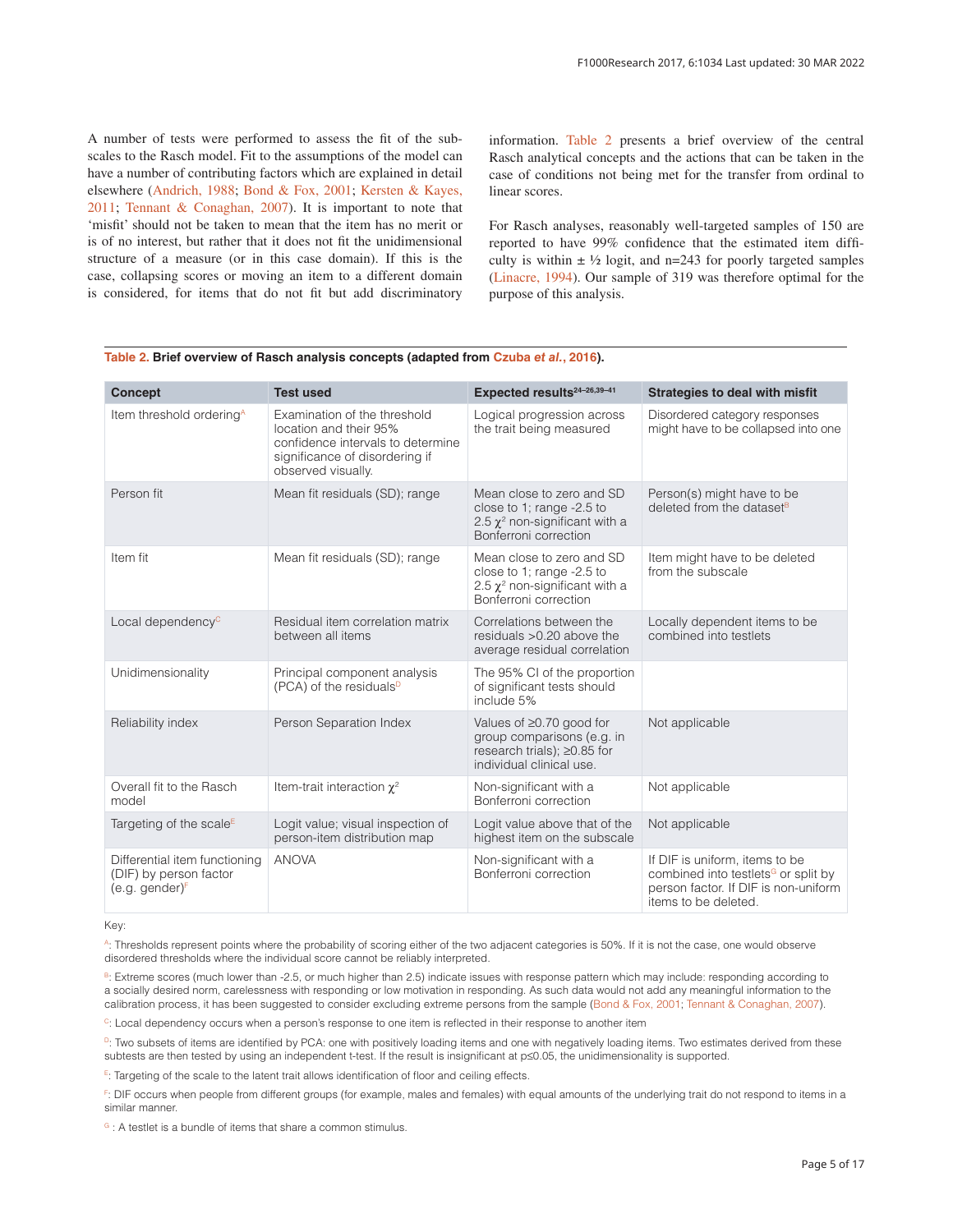A number of tests were performed to assess the fit of the subscales to the Rasch model. Fit to the assumptions of the model can have a number of contributing factors which are explained in detail elsewhere (Andrich, 1988; Bond & Fox, 2001; Kersten & Kayes, 2011; Tennant & Conaghan, 2007). It is important to note that 'misfit' should not be taken to mean that the item has no merit or is of no interest, but rather that it does not fit the unidimensional structure of a measure (or in this case domain). If this is the case, collapsing scores or moving an item to a different domain is considered, for items that do not fit but add discriminatory information. Table 2 presents a brief overview of the central Rasch analytical concepts and the actions that can be taken in the case of conditions not being met for the transfer from ordinal to linear scores.

For Rasch analyses, reasonably well-targeted samples of 150 are reported to have 99% confidence that the estimated item difficulty is within ± ½ logit, and n=243 for poorly targeted samples (Linacre, 1994). Our sample of 319 was therefore optimal for the purpose of this analysis.

**Table 2. Brief overview of Rasch analysis concepts (adapted from Czuba *et al.*, 2016).**

| Concept | Test used | Expected results[24–26,39–41] | Strategies to deal with misfit |
|---|---|---|---|
| Item threshold ordering[A] | Examination of the threshold location and their 95% confidence intervals to determine significance of disordering if observed visually. | Logical progression across the trait being measured | Disordered category responses might have to be collapsed into one |
| Person fit | Mean fit residuals (SD); range | Mean close to zero and SD close to 1; range -2.5 to 2.5 $\chi^2$ non-significant with a Bonferroni correction | Person(s) might have to be deleted from the dataset[B] |
| Item fit | Mean fit residuals (SD); range | Mean close to zero and SD close to 1; range -2.5 to 2.5 $\chi^2$ non-significant with a Bonferroni correction | Item might have to be deleted from the subscale |
| Local dependency[C] | Residual item correlation matrix between all items | Correlations between the residuals >0.20 above the average residual correlation | Locally dependent items to be combined into testlets |
| Unidimensionality | Principal component analysis (PCA) of the residuals[D] | The 95% CI of the proportion of significant tests should include 5% | |
| Reliability index | Person Separation Index | Values of ≥0.70 good for group comparisons (e.g. in research trials); ≥0.85 for individual clinical use. | Not applicable |
| Overall fit to the Rasch model | Item-trait interaction $\chi^2$ | Non-significant with a Bonferroni correction | Not applicable |
| Targeting of the scale[E] | Logit value; visual inspection of person-item distribution map | Logit value above that of the highest item on the subscale | Not applicable |
| Differential item functioning (DIF) by person factor (e.g. gender)[F] | ANOVA | Non-significant with a Bonferroni correction | If DIF is uniform, items to be combined into testlets[G] or split by person factor. If DIF is non-uniform items to be deleted. |

Key:

[A]: Thresholds represent points where the probability of scoring either of the two adjacent categories is 50%. If it is not the case, one would observe disordered thresholds where the individual score cannot be reliably interpreted.

[B]: Extreme scores (much lower than -2.5, or much higher than 2.5) indicate issues with response pattern which may include: responding according to a socially desired norm, carelessness with responding or low motivation in responding. As such data would not add any meaningful information to the calibration process, it has been suggested to consider excluding extreme persons from the sample (Bond & Fox, 2001; Tennant & Conaghan, 2007).

[C]: Local dependency occurs when a person's response to one item is reflected in their response to another item

[D]: Two subsets of items are identified by PCA: one with positively loading items and one with negatively loading items. Two estimates derived from these subtests are then tested by using an independent t-test. If the result is insignificant at p≤0.05, the unidimensionality is supported.

[E]: Targeting of the scale to the latent trait allows identification of floor and ceiling effects.

[F]: DIF occurs when people from different groups (for example, males and females) with equal amounts of the underlying trait do not respond to items in a similar manner.

[G]: A testlet is a bundle of items that share a common stimulus.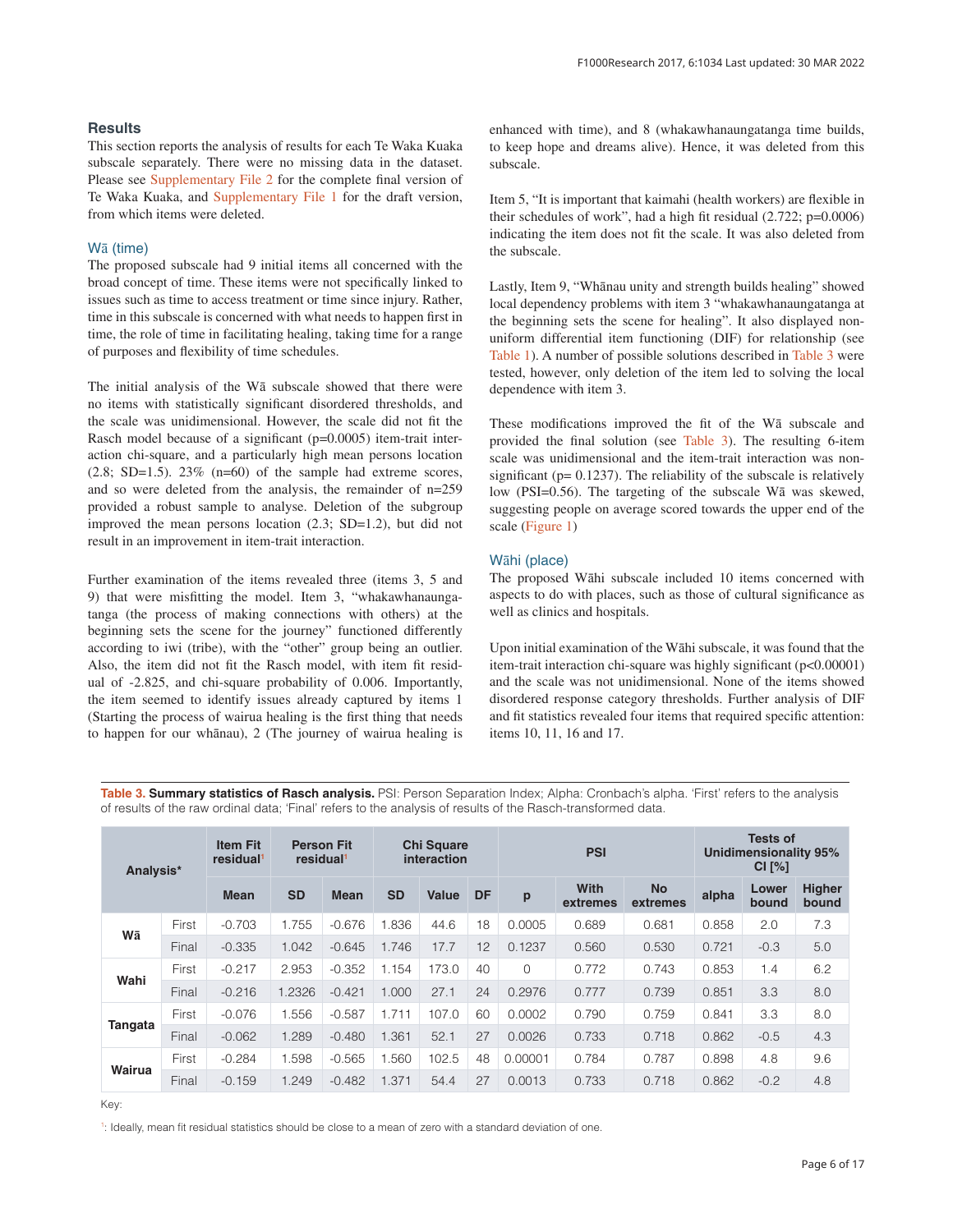## Results

This section reports the analysis of results for each Te Waka Kuaka subscale separately. There were no missing data in the dataset. Please see Supplementary File 2 for the complete final version of Te Waka Kuaka, and Supplementary File 1 for the draft version, from which items were deleted.

### Wā (time)

The proposed subscale had 9 initial items all concerned with the broad concept of time. These items were not specifically linked to issues such as time to access treatment or time since injury. Rather, time in this subscale is concerned with what needs to happen first in time, the role of time in facilitating healing, taking time for a range of purposes and flexibility of time schedules.

The initial analysis of the Wā subscale showed that there were no items with statistically significant disordered thresholds, and the scale was unidimensional. However, the scale did not fit the Rasch model because of a significant (p=0.0005) item-trait interaction chi-square, and a particularly high mean persons location (2.8; SD=1.5). 23% (n=60) of the sample had extreme scores, and so were deleted from the analysis, the remainder of n=259 provided a robust sample to analyse. Deletion of the subgroup improved the mean persons location (2.3; SD=1.2), but did not result in an improvement in item-trait interaction.

Further examination of the items revealed three (items 3, 5 and 9) that were misfitting the model. Item 3, "whakawhanaungatanga (the process of making connections with others) at the beginning sets the scene for the journey" functioned differently according to iwi (tribe), with the "other" group being an outlier. Also, the item did not fit the Rasch model, with item fit residual of -2.825, and chi-square probability of 0.006. Importantly, the item seemed to identify issues already captured by items 1 (Starting the process of wairua healing is the first thing that needs to happen for our whānau), 2 (The journey of wairua healing is enhanced with time), and 8 (whakawhanaungatanga time builds, to keep hope and dreams alive). Hence, it was deleted from this subscale.

Item 5, "It is important that kaimahi (health workers) are flexible in their schedules of work", had a high fit residual (2.722; p=0.0006) indicating the item does not fit the scale. It was also deleted from the subscale.

Lastly, Item 9, "Whānau unity and strength builds healing" showed local dependency problems with item 3 "whakawhanaungatanga at the beginning sets the scene for healing". It also displayed non-uniform differential item functioning (DIF) for relationship (see Table 1). A number of possible solutions described in Table 3 were tested, however, only deletion of the item led to solving the local dependence with item 3.

These modifications improved the fit of the Wā subscale and provided the final solution (see Table 3). The resulting 6-item scale was unidimensional and the item-trait interaction was non-significant (p= 0.1237). The reliability of the subscale is relatively low (PSI=0.56). The targeting of the subscale Wā was skewed, suggesting people on average scored towards the upper end of the scale (Figure 1)

### Wāhi (place)

The proposed Wāhi subscale included 10 items concerned with aspects to do with places, such as those of cultural significance as well as clinics and hospitals.

Upon initial examination of the Wāhi subscale, it was found that the item-trait interaction chi-square was highly significant (p<0.00001) and the scale was not unidimensional. None of the items showed disordered response category thresholds. Further analysis of DIF and fit statistics revealed four items that required specific attention: items 10, 11, 16 and 17.

**Table 3. Summary statistics of Rasch analysis.** PSI: Person Separation Index; Alpha: Cronbach's alpha. 'First' refers to the analysis of results of the raw ordinal data; 'Final' refers to the analysis of results of the Rasch-transformed data.

| Analysis* | | Item Fit residual[1] | | Person Fit residual[1] | | Chi Square interaction | | | PSI | | | Tests of Unidimensionality 95% CI [%] | |
|---|---|---|---|---|---|---|---|---|---|---|---|---|---|
| | | Mean | SD | Mean | SD | Value | DF | p | With extremes | No extremes | alpha | Lower bound | Higher bound |
| Wā | First | -0.703 | 1.755 | -0.676 | 1.836 | 44.6 | 18 | 0.0005 | 0.689 | 0.681 | 0.858 | 2.0 | 7.3 |
| | Final | -0.335 | 1.042 | -0.645 | 1.746 | 17.7 | 12 | 0.1237 | 0.560 | 0.530 | 0.721 | -0.3 | 5.0 |
| Wahi | First | -0.217 | 2.953 | -0.352 | 1.154 | 173.0 | 40 | 0 | 0.772 | 0.743 | 0.853 | 1.4 | 6.2 |
| | Final | -0.216 | 1.2326 | -0.421 | 1.000 | 27.1 | 24 | 0.2976 | 0.777 | 0.739 | 0.851 | 3.3 | 8.0 |
| Tangata | First | -0.076 | 1.556 | -0.587 | 1.711 | 107.0 | 60 | 0.0002 | 0.790 | 0.759 | 0.841 | 3.3 | 8.0 |
| | Final | -0.062 | 1.289 | -0.480 | 1.361 | 52.1 | 27 | 0.0026 | 0.733 | 0.718 | 0.862 | -0.5 | 4.3 |
| Wairua | First | -0.284 | 1.598 | -0.565 | 1.560 | 102.5 | 48 | 0.00001 | 0.784 | 0.787 | 0.898 | 4.8 | 9.6 |
| | Final | -0.159 | 1.249 | -0.482 | 1.371 | 54.4 | 27 | 0.0013 | 0.733 | 0.718 | 0.862 | -0.2 | 4.8 |

Key:

[1]: Ideally, mean fit residual statistics should be close to a mean of zero with a standard deviation of one.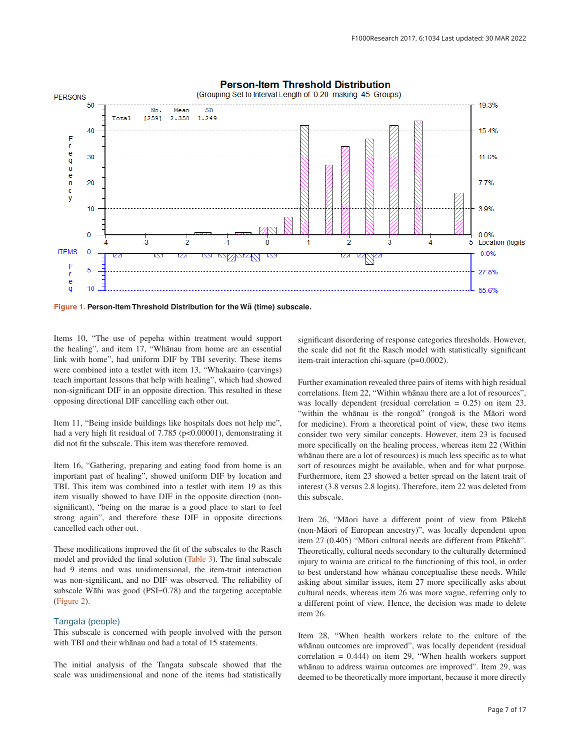**Figure 1. Person-Item Threshold Distribution for the Wā (time) subscale.**

Items 10, "The use of pepeha within treatment would support the healing", and item 17, "Whānau from home are an essential link with home", had uniform DIF by TBI severity. These items were combined into a testlet with item 13, "Whakaairo (carvings) teach important lessons that help with healing", which had showed non-significant DIF in an opposite direction. This resulted in these opposing directional DIF cancelling each other out.

Item 11, "Being inside buildings like hospitals does not help me", had a very high fit residual of 7.785 (p<0.00001), demonstrating it did not fit the subscale. This item was therefore removed.

Item 16, "Gathering, preparing and eating food from home is an important part of healing", showed uniform DIF by location and TBI. This item was combined into a testlet with item 19 as this item visually showed to have DIF in the opposite direction (non-significant), "being on the marae is a good place to start to feel strong again", and therefore these DIF in opposite directions cancelled each other out.

These modifications improved the fit of the subscales to the Rasch model and provided the final solution (Table 3). The final subscale had 9 items and was unidimensional, the item-trait interaction was non-significant, and no DIF was observed. The reliability of subscale Wāhi was good (PSI=0.78) and the targeting acceptable (Figure 2).

### Tangata (people)

This subscale is concerned with people involved with the person with TBI and their whānau and had a total of 15 statements.

The initial analysis of the Tangata subscale showed that the scale was unidimensional and none of the items had statistically significant disordering of response categories thresholds. However, the scale did not fit the Rasch model with statistically significant item-trait interaction chi-square (p=0.0002).

Further examination revealed three pairs of items with high residual correlations. Item 22, "Within whānau there are a lot of resources", was locally dependent (residual correlation = 0.25) on item 23, "within the whānau is the rongoā" (rongoā is the Māori word for medicine). From a theoretical point of view, these two items consider two very similar concepts. However, item 23 is focused more specifically on the healing process, whereas item 22 (Within whānau there are a lot of resources) is much less specific as to what sort of resources might be available, when and for what purpose. Furthermore, item 23 showed a better spread on the latent trait of interest (3.8 versus 2.8 logits). Therefore, item 22 was deleted from this subscale.

Item 26, "Māori have a different point of view from Pākehā (non-Māori of European ancestry)", was locally dependent upon item 27 (0.405) "Māori cultural needs are different from Pākehā". Theoretically, cultural needs secondary to the culturally determined injury to wairua are critical to the functioning of this tool, in order to best understand how whānau conceptualise these needs. While asking about similar issues, item 27 more specifically asks about cultural needs, whereas item 26 was more vague, referring only to a different point of view. Hence, the decision was made to delete item 26.

Item 28, "When health workers relate to the culture of the whānau outcomes are improved", was locally dependent (residual correlation = 0.444) on item 29, "When health workers support whānau to address wairua outcomes are improved". Item 29, was deemed to be theoretically more important, because it more directly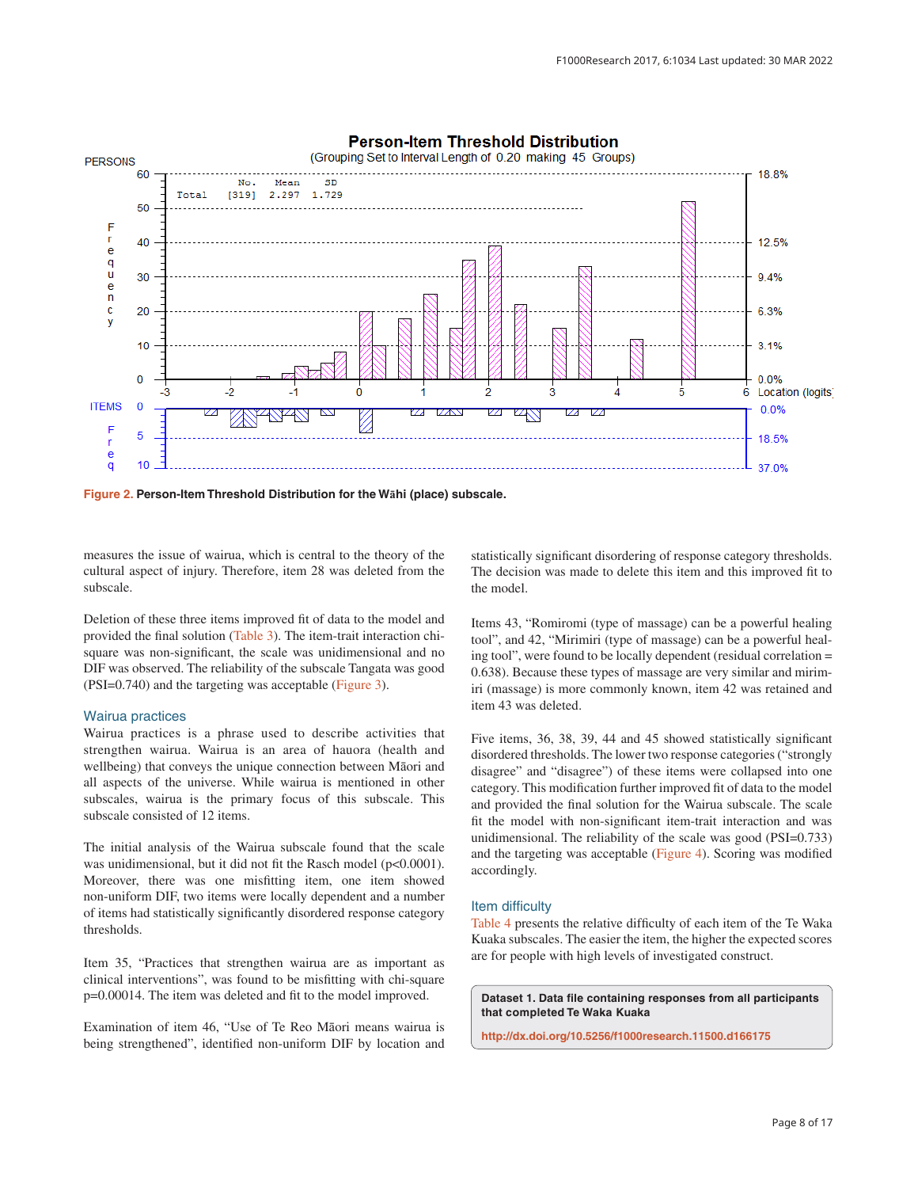Figure 2. **Person-Item Threshold Distribution for the Wāhi (place) subscale.**

measures the issue of wairua, which is central to the theory of the cultural aspect of injury. Therefore, item 28 was deleted from the subscale.

Deletion of these three items improved fit of data to the model and provided the final solution (Table 3). The item-trait interaction chi-square was non-significant, the scale was unidimensional and no DIF was observed. The reliability of the subscale Tangata was good (PSI=0.740) and the targeting was acceptable (Figure 3).

## Wairua practices

Wairua practices is a phrase used to describe activities that strengthen wairua. Wairua is an area of hauora (health and wellbeing) that conveys the unique connection between Māori and all aspects of the universe. While wairua is mentioned in other subscales, wairua is the primary focus of this subscale. This subscale consisted of 12 items.

The initial analysis of the Wairua subscale found that the scale was unidimensional, but it did not fit the Rasch model ($p<0.0001$). Moreover, there was one misfitting item, one item showed non-uniform DIF, two items were locally dependent and a number of items had statistically significantly disordered response category thresholds.

Item 35, "Practices that strengthen wairua are as important as clinical interventions", was found to be misfitting with chi-square $p=0.00014$. The item was deleted and fit to the model improved.

Examination of item 46, "Use of Te Reo Māori means wairua is being strengthened", identified non-uniform DIF by location and statistically significant disordering of response category thresholds. The decision was made to delete this item and this improved fit to the model.

Items 43, "Romiromi (type of massage) can be a powerful healing tool", and 42, "Mirimiri (type of massage) can be a powerful healing tool", were found to be locally dependent (residual correlation = 0.638). Because these types of massage are very similar and mirimiri (massage) is more commonly known, item 42 was retained and item 43 was deleted.

Five items, 36, 38, 39, 44 and 45 showed statistically significant disordered thresholds. The lower two response categories ("strongly disagree" and "disagree") of these items were collapsed into one category. This modification further improved fit of data to the model and provided the final solution for the Wairua subscale. The scale fit the model with non-significant item-trait interaction and was unidimensional. The reliability of the scale was good (PSI=0.733) and the targeting was acceptable (Figure 4). Scoring was modified accordingly.

## Item difficulty

Table 4 presents the relative difficulty of each item of the Te Waka Kuaka subscales. The easier the item, the higher the expected scores are for people with high levels of investigated construct.

**Dataset 1. Data file containing responses from all participants that completed Te Waka Kuaka**

http://dx.doi.org/10.5256/f1000research.11500.d166175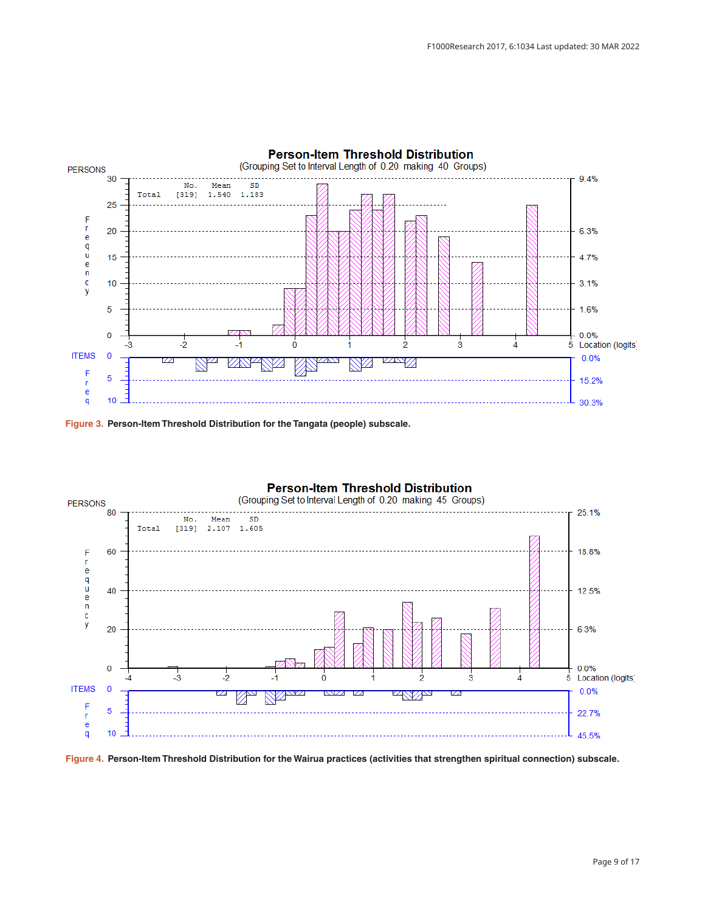**Figure 3.** **Person-Item Threshold Distribution for the Tangata (people) subscale.**

**Figure 4.** **Person-Item Threshold Distribution for the Wairua practices (activities that strengthen spiritual connection) subscale.**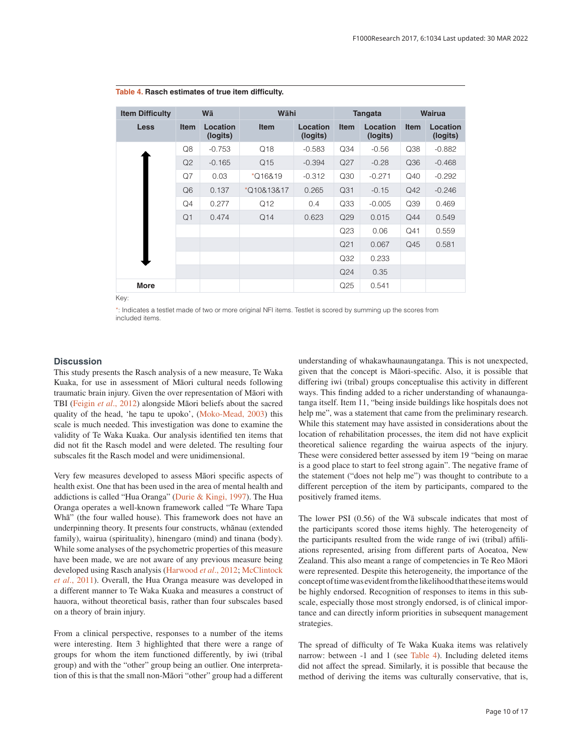**Table 4. Rasch estimates of true item difficulty.**

| Item Difficulty | Wā | | Wāhi | | Tangata | | Wairua | |
|---|---|---|---|---|---|---|---|---|
| Less | Item | Location (logits) | Item | Location (logits) | Item | Location (logits) | Item | Location (logits) |
| | Q8 | -0.753 | Q18 | -0.583 | Q34 | -0.56 | Q38 | -0.882 |
| | Q2 | -0.165 | Q15 | -0.394 | Q27 | -0.28 | Q36 | -0.468 |
| | Q7 | 0.03 | *Q16&19 | -0.312 | Q30 | -0.271 | Q40 | -0.292 |
| | Q6 | 0.137 | *Q10&13&17 | 0.265 | Q31 | -0.15 | Q42 | -0.246 |
| | Q4 | 0.277 | Q12 | 0.4 | Q33 | -0.005 | Q39 | 0.469 |
| | Q1 | 0.474 | Q14 | 0.623 | Q29 | 0.015 | Q44 | 0.549 |
| | | | | | Q23 | 0.06 | Q41 | 0.559 |
| | | | | | Q21 | 0.067 | Q45 | 0.581 |
| | | | | | Q32 | 0.233 | | |
| | | | | | Q24 | 0.35 | | |
| More | | | | | Q25 | 0.541 | | |

Key:

*: Indicates a testlet made of two or more original NFI items. Testlet is scored by summing up the scores from included items.

## Discussion

This study presents the Rasch analysis of a new measure, Te Waka Kuaka, for use in assessment of Māori cultural needs following traumatic brain injury. Given the over representation of Māori with TBI (Feigin *et al*., 2012) alongside Māori beliefs about the sacred quality of the head, 'he tapu te upoko', (Moko-Mead, 2003) this scale is much needed. This investigation was done to examine the validity of Te Waka Kuaka. Our analysis identified ten items that did not fit the Rasch model and were deleted. The resulting four subscales fit the Rasch model and were unidimensional.

Very few measures developed to assess Māori specific aspects of health exist. One that has been used in the area of mental health and addictions is called "Hua Oranga" (Durie & Kingi, 1997). The Hua Oranga operates a well-known framework called "Te Whare Tapa Whā" (the four walled house). This framework does not have an underpinning theory. It presents four constructs, whānau (extended family), wairua (spirituality), hinengaro (mind) and tinana (body). While some analyses of the psychometric properties of this measure have been made, we are not aware of any previous measure being developed using Rasch analysis (Harwood *et al*., 2012; McClintock *et al*., 2011). Overall, the Hua Oranga measure was developed in a different manner to Te Waka Kuaka and measures a construct of hauora, without theoretical basis, rather than four subscales based on a theory of brain injury.

From a clinical perspective, responses to a number of the items were interesting. Item 3 highlighted that there were a range of groups for whom the item functioned differently, by iwi (tribal group) and with the "other" group being an outlier. One interpretation of this is that the small non-Māori "other" group had a different understanding of whakawhaunaungatanga. This is not unexpected, given that the concept is Māori-specific. Also, it is possible that differing iwi (tribal) groups conceptualise this activity in different ways. This finding added to a richer understanding of whanaungatanga itself. Item 11, "being inside buildings like hospitals does not help me", was a statement that came from the preliminary research. While this statement may have assisted in considerations about the location of rehabilitation processes, the item did not have explicit theoretical salience regarding the wairua aspects of the injury. These were considered better assessed by item 19 "being on marae is a good place to start to feel strong again". The negative frame of the statement ("does not help me") was thought to contribute to a different perception of the item by participants, compared to the positively framed items.

The lower PSI (0.56) of the Wā subscale indicates that most of the participants scored those items highly. The heterogeneity of the participants resulted from the wide range of iwi (tribal) affiliations represented, arising from different parts of Aoeatoa, New Zealand. This also meant a range of competencies in Te Reo Māori were represented. Despite this heterogeneity, the importance of the concept of time was evident from the likelihood that these items would be highly endorsed. Recognition of responses to items in this subscale, especially those most strongly endorsed, is of clinical importance and can directly inform priorities in subsequent management strategies.

The spread of difficulty of Te Waka Kuaka items was relatively narrow: between -1 and 1 (see Table 4). Including deleted items did not affect the spread. Similarly, it is possible that because the method of deriving the items was culturally conservative, that is,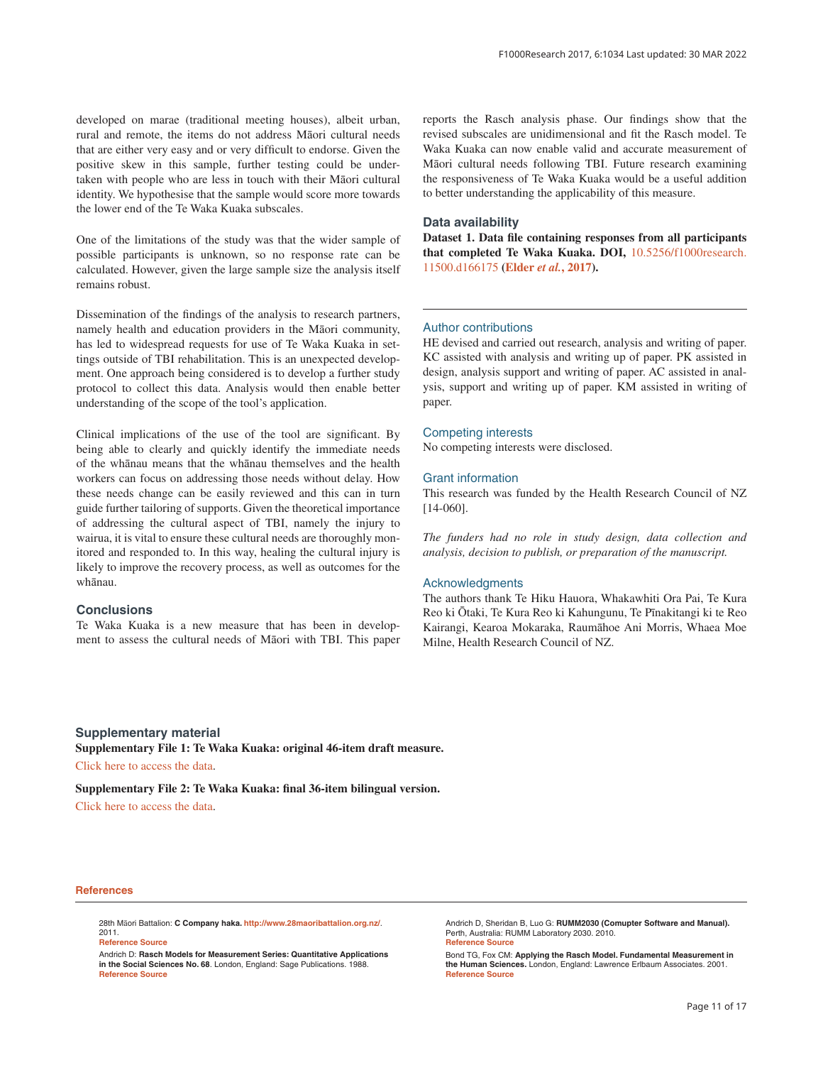developed on marae (traditional meeting houses), albeit urban, rural and remote, the items do not address Māori cultural needs that are either very easy and or very difficult to endorse. Given the positive skew in this sample, further testing could be undertaken with people who are less in touch with their Māori cultural identity. We hypothesise that the sample would score more towards the lower end of the Te Waka Kuaka subscales.

One of the limitations of the study was that the wider sample of possible participants is unknown, so no response rate can be calculated. However, given the large sample size the analysis itself remains robust.

Dissemination of the findings of the analysis to research partners, namely health and education providers in the Māori community, has led to widespread requests for use of Te Waka Kuaka in settings outside of TBI rehabilitation. This is an unexpected development. One approach being considered is to develop a further study protocol to collect this data. Analysis would then enable better understanding of the scope of the tool's application.

Clinical implications of the use of the tool are significant. By being able to clearly and quickly identify the immediate needs of the whānau means that the whānau themselves and the health workers can focus on addressing those needs without delay. How these needs change can be easily reviewed and this can in turn guide further tailoring of supports. Given the theoretical importance of addressing the cultural aspect of TBI, namely the injury to wairua, it is vital to ensure these cultural needs are thoroughly monitored and responded to. In this way, healing the cultural injury is likely to improve the recovery process, as well as outcomes for the whānau.

## Conclusions

Te Waka Kuaka is a new measure that has been in development to assess the cultural needs of Māori with TBI. This paper reports the Rasch analysis phase. Our findings show that the revised subscales are unidimensional and fit the Rasch model. Te Waka Kuaka can now enable valid and accurate measurement of Māori cultural needs following TBI. Future research examining the responsiveness of Te Waka Kuaka would be a useful addition to better understanding the applicability of this measure.

## Data availability

**Dataset 1. Data file containing responses from all participants that completed Te Waka Kuaka. DOI,** 10.5256/f1000research.11500.d166175 **(Elder *et al.*, 2017).**

---

## Author contributions

HE devised and carried out research, analysis and writing of paper. KC assisted with analysis and writing up of paper. PK assisted in design, analysis support and writing of paper. AC assisted in analysis, support and writing up of paper. KM assisted in writing of paper.

## Competing interests

No competing interests were disclosed.

## Grant information

This research was funded by the Health Research Council of NZ [14-060].

*The funders had no role in study design, data collection and analysis, decision to publish, or preparation of the manuscript.*

## Acknowledgments

The authors thank Te Hiku Hauora, Whakawhiti Ora Pai, Te Kura Reo ki Ōtaki, Te Kura Reo ki Kahungunu, Te Pīnakitangi ki te Reo Kairangi, Kearoa Mokaraka, Raumāhoe Ani Morris, Whaea Moe Milne, Health Research Council of NZ.

## Supplementary material

**Supplementary File 1: Te Waka Kuaka: original 46-item draft measure.**

Click here to access the data.

**Supplementary File 2: Te Waka Kuaka: final 36-item bilingual version.**

Click here to access the data.

## References

28th Māori Battalion: **C Company haka.** http://www.28maoribattalion.org.nz/. 2011.
**Reference Source**

Andrich D: **Rasch Models for Measurement Series: Quantitative Applications in the Social Sciences No. 68**. London, England: Sage Publications. 1988.
**Reference Source**

Andrich D, Sheridan B, Luo G: **RUMM2030 (Comupter Software and Manual).** Perth, Australia: RUMM Laboratory 2030. 2010.
**Reference Source**

Bond TG, Fox CM: **Applying the Rasch Model. Fundamental Measurement in the Human Sciences.** London, England: Lawrence Erlbaum Associates. 2001.
**Reference Source**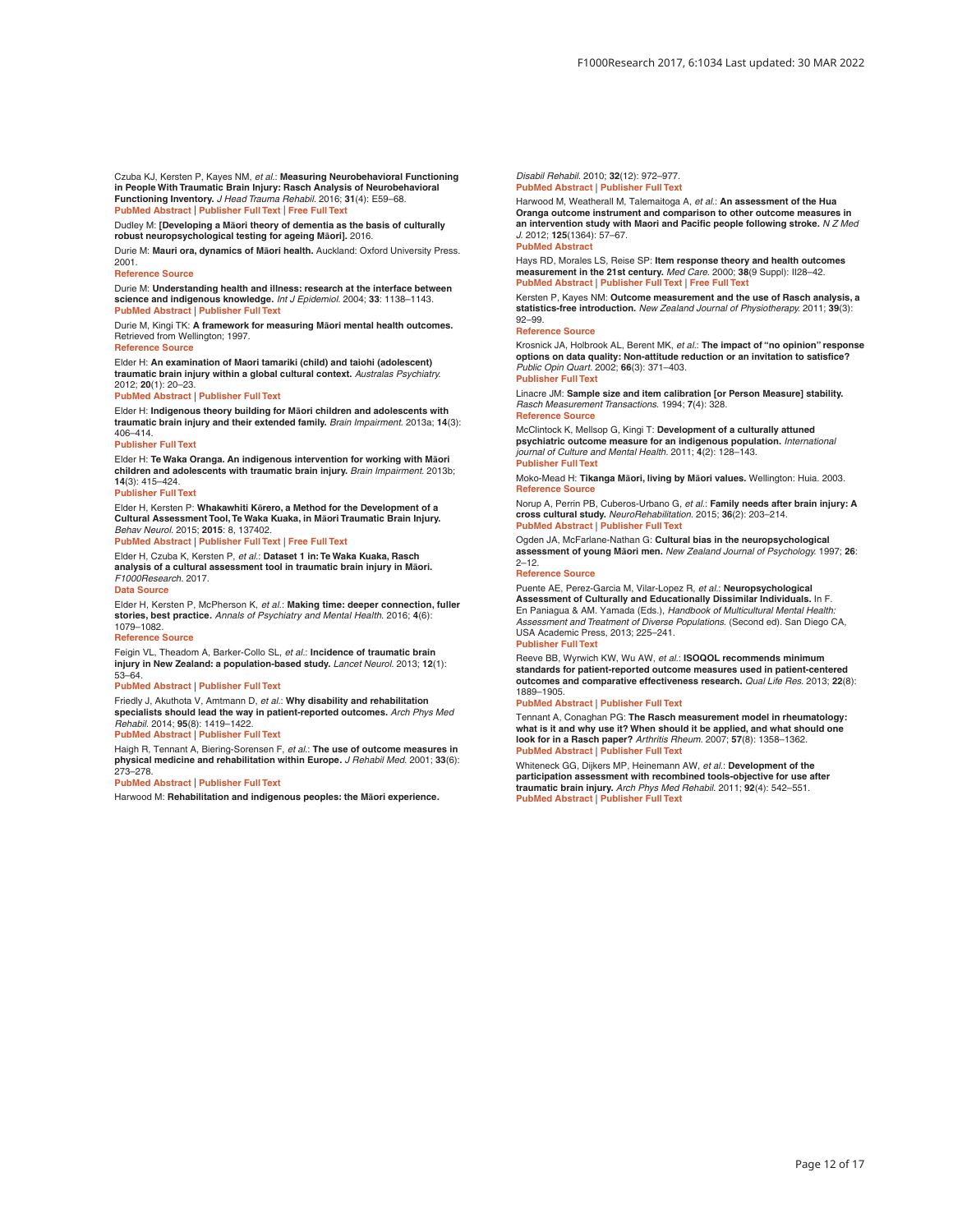Czuba KJ, Kersten P, Kayes NM, *et al.*: **Measuring Neurobehavioral Functioning in People With Traumatic Brain Injury: Rasch Analysis of Neurobehavioral Functioning Inventory.** *J Head Trauma Rehabil.* 2016; **31**(4): E59–68.
PubMed Abstract | Publisher Full Text | Free Full Text

Dudley M: **[Developing a Māori theory of dementia as the basis of culturally robust neuropsychological testing for ageing Māori].** 2016.

Durie M: **Mauri ora, dynamics of Māori health.** Auckland: Oxford University Press. 2001.
Reference Source

Durie M: **Understanding health and illness: research at the interface between science and indigenous knowledge.** *Int J Epidemiol.* 2004; **33**: 1138–1143.
PubMed Abstract | Publisher Full Text

Durie M, Kingi TK: **A framework for measuring Māori mental health outcomes.** Retrieved from Wellington; 1997.
Reference Source

Elder H: **An examination of Maori tamariki (child) and taiohi (adolescent) traumatic brain injury within a global cultural context.** *Australas Psychiatry.* 2012; **20**(1): 20–23.
PubMed Abstract | Publisher Full Text

Elder H: **Indigenous theory building for Māori children and adolescents with traumatic brain injury and their extended family.** *Brain Impairment.* 2013a; **14**(3): 406–414.
Publisher Full Text

Elder H: **Te Waka Oranga. An indigenous intervention for working with Māori children and adolescents with traumatic brain injury.** *Brain Impairment.* 2013b; **14**(3): 415–424.
Publisher Full Text

Elder H, Kersten P: **Whakawhiti Kōrero, a Method for the Development of a Cultural Assessment Tool, Te Waka Kuaka, in Māori Traumatic Brain Injury.** *Behav Neurol.* 2015; **2015**: 8, 137402.
PubMed Abstract | Publisher Full Text | Free Full Text

Elder H, Czuba K, Kersten P, *et al.*: **Dataset 1 in: Te Waka Kuaka, Rasch analysis of a cultural assessment tool in traumatic brain injury in Māori.** *F1000Research.* 2017.
Data Source

Elder H, Kersten P, McPherson K, *et al.*: **Making time: deeper connection, fuller stories, best practice.** *Annals of Psychiatry and Mental Health.* 2016; **4**(6): 1079–1082.
Reference Source

Feigin VL, Theadom A, Barker-Collo SL, *et al.*: **Incidence of traumatic brain injury in New Zealand: a population-based study.** *Lancet Neurol.* 2013; **12**(1): 53–64.
PubMed Abstract | Publisher Full Text

Friedly J, Akuthota V, Amtmann D, *et al.*: **Why disability and rehabilitation specialists should lead the way in patient-reported outcomes.** *Arch Phys Med Rehabil.* 2014; **95**(8): 1419–1422.
PubMed Abstract | Publisher Full Text

Haigh R, Tennant A, Biering-Sorensen F, *et al.*: **The use of outcome measures in physical medicine and rehabilitation within Europe.** *J Rehabil Med.* 2001; **33**(6): 273–278.
PubMed Abstract | Publisher Full Text

Harwood M: **Rehabilitation and indigenous peoples: the Māori experience.** *Disabil Rehabil.* 2010; **32**(12): 972–977.
PubMed Abstract | Publisher Full Text

Harwood M, Weatherall M, Talemaitoga A, *et al.*: **An assessment of the Hua Oranga outcome instrument and comparison to other outcome measures in an intervention study with Maori and Pacific people following stroke.** *N Z Med J.* 2012; **125**(1364): 57–67.
PubMed Abstract

Hays RD, Morales LS, Reise SP: **Item response theory and health outcomes measurement in the 21st century.** *Med Care.* 2000; **38**(9 Suppl): II28–42.
PubMed Abstract | Publisher Full Text | Free Full Text

Kersten P, Kayes NM: **Outcome measurement and the use of Rasch analysis, a statistics-free introduction.** *New Zealand Journal of Physiotherapy.* 2011; **39**(3): 92–99.
Reference Source

Krosnick JA, Holbrook AL, Berent MK, *et al.*: **The impact of "no opinion" response options on data quality: Non-attitude reduction or an invitation to satisfice?** *Public Opin Quart.* 2002; **66**(3): 371–403.
Publisher Full Text

Linacre JM: **Sample size and item calibration [or Person Measure] stability.** *Rasch Measurement Transactions.* 1994; **7**(4): 328.
Reference Source

McClintock K, Mellsop G, Kingi T: **Development of a culturally attuned psychiatric outcome measure for an indigenous population.** *International journal of Culture and Mental Health.* 2011; **4**(2): 128–143.
Publisher Full Text

Moko-Mead H: **Tikanga Māori, living by Māori values.** Wellington: Huia. 2003.
Reference Source

Norup A, Perrin PB, Cuberos-Urbano G, *et al.*: **Family needs after brain injury: A cross cultural study.** *NeuroRehabilitation.* 2015; **36**(2): 203–214.
PubMed Abstract | Publisher Full Text

Ogden JA, McFarlane-Nathan G: **Cultural bias in the neuropsychological assessment of young Māori men.** *New Zealand Journal of Psychology.* 1997; **26**: 2–12.
Reference Source

Puente AE, Perez-Garcia M, Vilar-Lopez R, *et al.*: **Neuropsychological Assessment of Culturally and Educationally Dissimilar Individuals.** In F. En Paniagua & AM. Yamada (Eds.), *Handbook of Multicultural Mental Health: Assessment and Treatment of Diverse Populations.* (Second ed). San Diego CA, USA Academic Press, 2013; 225–241.
Publisher Full Text

Reeve BB, Wyrwich KW, Wu AW, *et al.*: **ISOQOL recommends minimum standards for patient-reported outcome measures used in patient-centered outcomes and comparative effectiveness research.** *Qual Life Res.* 2013; **22**(8): 1889–1905.
PubMed Abstract | Publisher Full Text

Tennant A, Conaghan PG: **The Rasch measurement model in rheumatology: what is it and why use it? When should it be applied, and what should one look for in a Rasch paper?** *Arthritis Rheum.* 2007; **57**(8): 1358–1362.
PubMed Abstract | Publisher Full Text

Whiteneck GG, Dijkers MP, Heinemann AW, *et al.*: **Development of the participation assessment with recombined tools-objective for use after traumatic brain injury.** *Arch Phys Med Rehabil.* 2011; **92**(4): 542–551.
PubMed Abstract | Publisher Full Text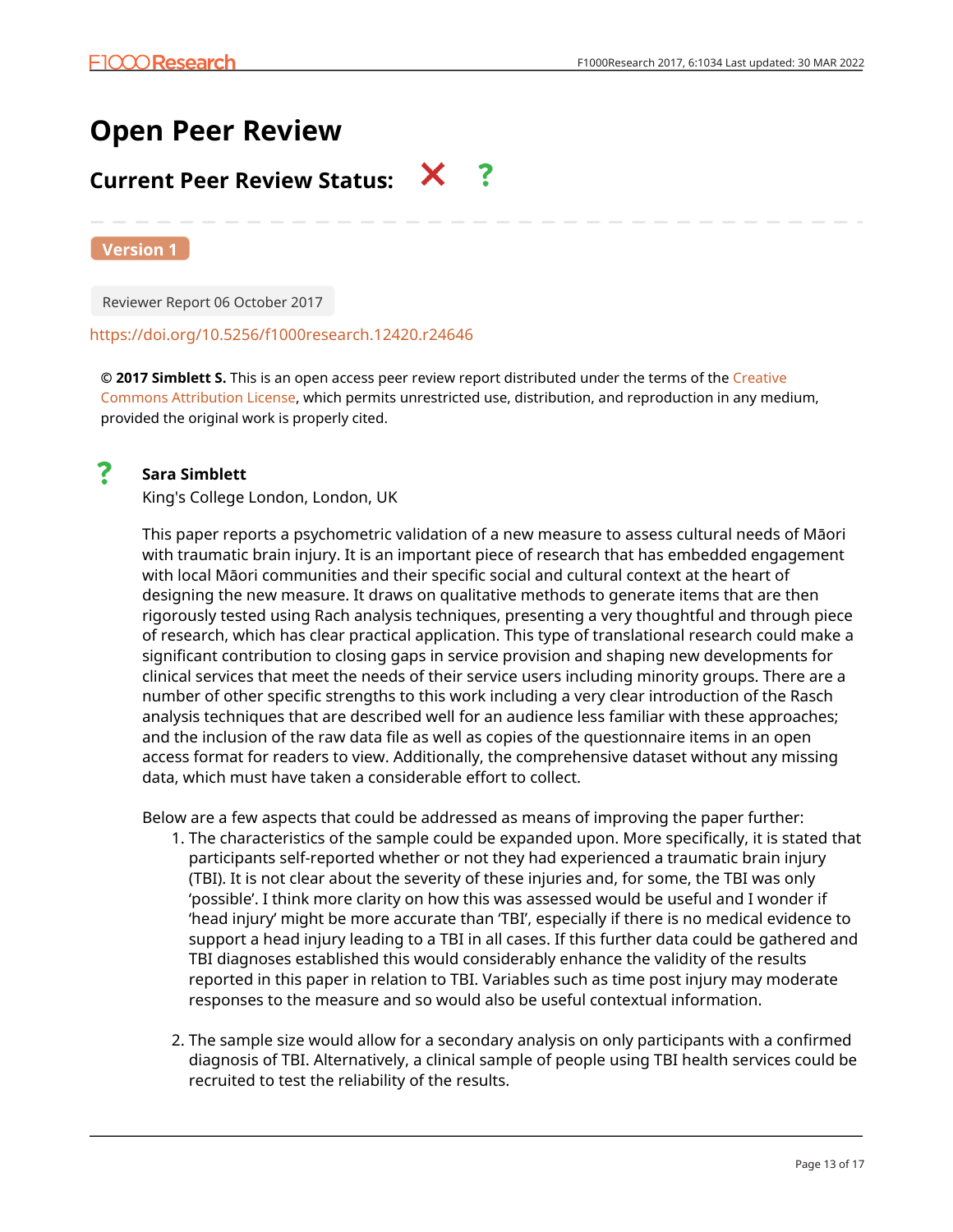# Open Peer Review

## Current Peer Review Status: ✗ ?

**Version 1**

Reviewer Report 06 October 2017

https://doi.org/10.5256/f1000research.12420.r24646

**© 2017 Simblett S.** This is an open access peer review report distributed under the terms of the Creative Commons Attribution License, which permits unrestricted use, distribution, and reproduction in any medium, provided the original work is properly cited.

? **Sara Simblett**

King's College London, London, UK

This paper reports a psychometric validation of a new measure to assess cultural needs of Māori with traumatic brain injury. It is an important piece of research that has embedded engagement with local Māori communities and their specific social and cultural context at the heart of designing the new measure. It draws on qualitative methods to generate items that are then rigorously tested using Rach analysis techniques, presenting a very thoughtful and through piece of research, which has clear practical application. This type of translational research could make a significant contribution to closing gaps in service provision and shaping new developments for clinical services that meet the needs of their service users including minority groups. There are a number of other specific strengths to this work including a very clear introduction of the Rasch analysis techniques that are described well for an audience less familiar with these approaches; and the inclusion of the raw data file as well as copies of the questionnaire items in an open access format for readers to view. Additionally, the comprehensive dataset without any missing data, which must have taken a considerable effort to collect.

Below are a few aspects that could be addressed as means of improving the paper further:

1. The characteristics of the sample could be expanded upon. More specifically, it is stated that participants self-reported whether or not they had experienced a traumatic brain injury (TBI). It is not clear about the severity of these injuries and, for some, the TBI was only 'possible'. I think more clarity on how this was assessed would be useful and I wonder if 'head injury' might be more accurate than 'TBI', especially if there is no medical evidence to support a head injury leading to a TBI in all cases. If this further data could be gathered and TBI diagnoses established this would considerably enhance the validity of the results reported in this paper in relation to TBI. Variables such as time post injury may moderate responses to the measure and so would also be useful contextual information.

2. The sample size would allow for a secondary analysis on only participants with a confirmed diagnosis of TBI. Alternatively, a clinical sample of people using TBI health services could be recruited to test the reliability of the results.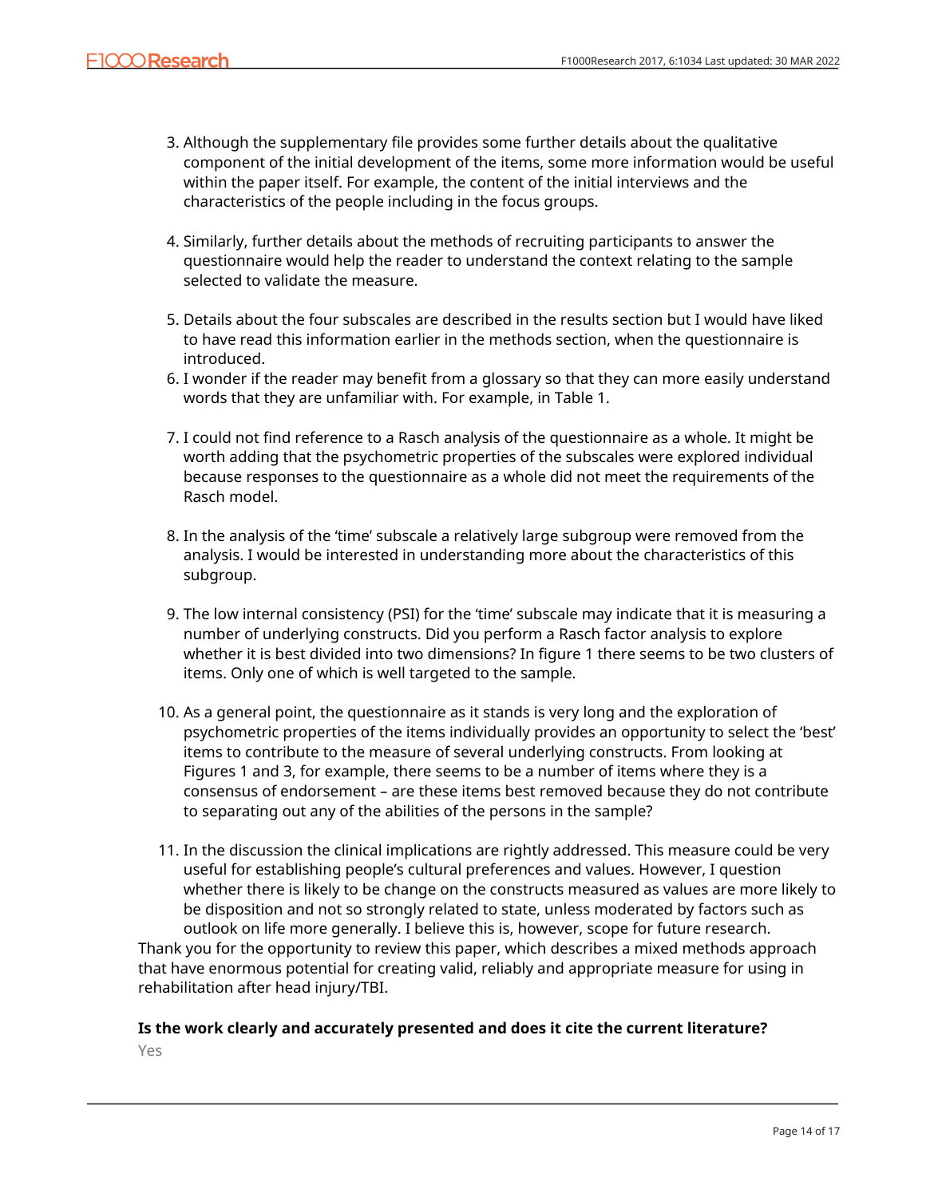3. Although the supplementary file provides some further details about the qualitative component of the initial development of the items, some more information would be useful within the paper itself. For example, the content of the initial interviews and the characteristics of the people including in the focus groups.

4. Similarly, further details about the methods of recruiting participants to answer the questionnaire would help the reader to understand the context relating to the sample selected to validate the measure.

5. Details about the four subscales are described in the results section but I would have liked to have read this information earlier in the methods section, when the questionnaire is introduced.
6. I wonder if the reader may benefit from a glossary so that they can more easily understand words that they are unfamiliar with. For example, in Table 1.

7. I could not find reference to a Rasch analysis of the questionnaire as a whole. It might be worth adding that the psychometric properties of the subscales were explored individual because responses to the questionnaire as a whole did not meet the requirements of the Rasch model.

8. In the analysis of the 'time' subscale a relatively large subgroup were removed from the analysis. I would be interested in understanding more about the characteristics of this subgroup.

9. The low internal consistency (PSI) for the 'time' subscale may indicate that it is measuring a number of underlying constructs. Did you perform a Rasch factor analysis to explore whether it is best divided into two dimensions? In figure 1 there seems to be two clusters of items. Only one of which is well targeted to the sample.

10. As a general point, the questionnaire as it stands is very long and the exploration of psychometric properties of the items individually provides an opportunity to select the 'best' items to contribute to the measure of several underlying constructs. From looking at Figures 1 and 3, for example, there seems to be a number of items where they is a consensus of endorsement – are these items best removed because they do not contribute to separating out any of the abilities of the persons in the sample?

11. In the discussion the clinical implications are rightly addressed. This measure could be very useful for establishing people's cultural preferences and values. However, I question whether there is likely to be change on the constructs measured as values are more likely to be disposition and not so strongly related to state, unless moderated by factors such as outlook on life more generally. I believe this is, however, scope for future research.

Thank you for the opportunity to review this paper, which describes a mixed methods approach that have enormous potential for creating valid, reliably and appropriate measure for using in rehabilitation after head injury/TBI.

**Is the work clearly and accurately presented and does it cite the current literature?**

Yes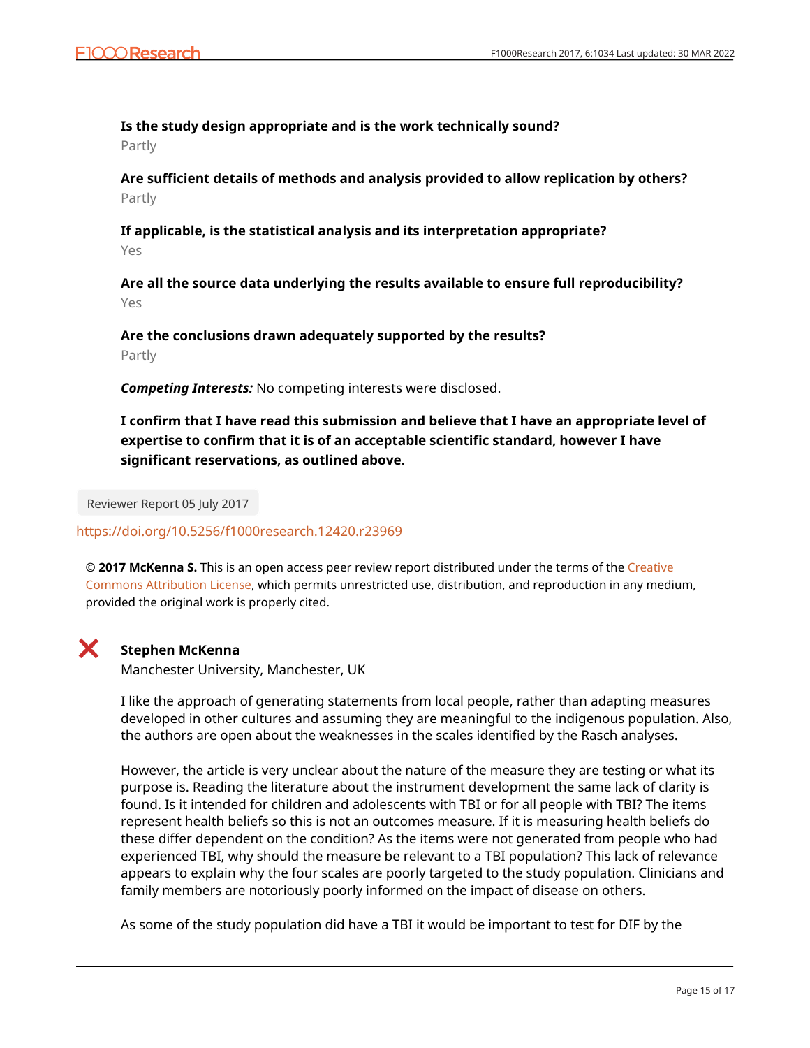**Is the study design appropriate and is the work technically sound?**

Partly

**Are sufficient details of methods and analysis provided to allow replication by others?**

Partly

**If applicable, is the statistical analysis and its interpretation appropriate?**

Yes

**Are all the source data underlying the results available to ensure full reproducibility?**

Yes

**Are the conclusions drawn adequately supported by the results?**

Partly

***Competing Interests:*** No competing interests were disclosed.

**I confirm that I have read this submission and believe that I have an appropriate level of expertise to confirm that it is of an acceptable scientific standard, however I have significant reservations, as outlined above.**

Reviewer Report 05 July 2017

https://doi.org/10.5256/f1000research.12420.r23969

**© 2017 McKenna S.** This is an open access peer review report distributed under the terms of the Creative Commons Attribution License, which permits unrestricted use, distribution, and reproduction in any medium, provided the original work is properly cited.

**Stephen McKenna**

Manchester University, Manchester, UK

I like the approach of generating statements from local people, rather than adapting measures developed in other cultures and assuming they are meaningful to the indigenous population. Also, the authors are open about the weaknesses in the scales identified by the Rasch analyses.

However, the article is very unclear about the nature of the measure they are testing or what its purpose is. Reading the literature about the instrument development the same lack of clarity is found. Is it intended for children and adolescents with TBI or for all people with TBI? The items represent health beliefs so this is not an outcomes measure. If it is measuring health beliefs do these differ dependent on the condition? As the items were not generated from people who had experienced TBI, why should the measure be relevant to a TBI population? This lack of relevance appears to explain why the four scales are poorly targeted to the study population. Clinicians and family members are notoriously poorly informed on the impact of disease on others.

As some of the study population did have a TBI it would be important to test for DIF by the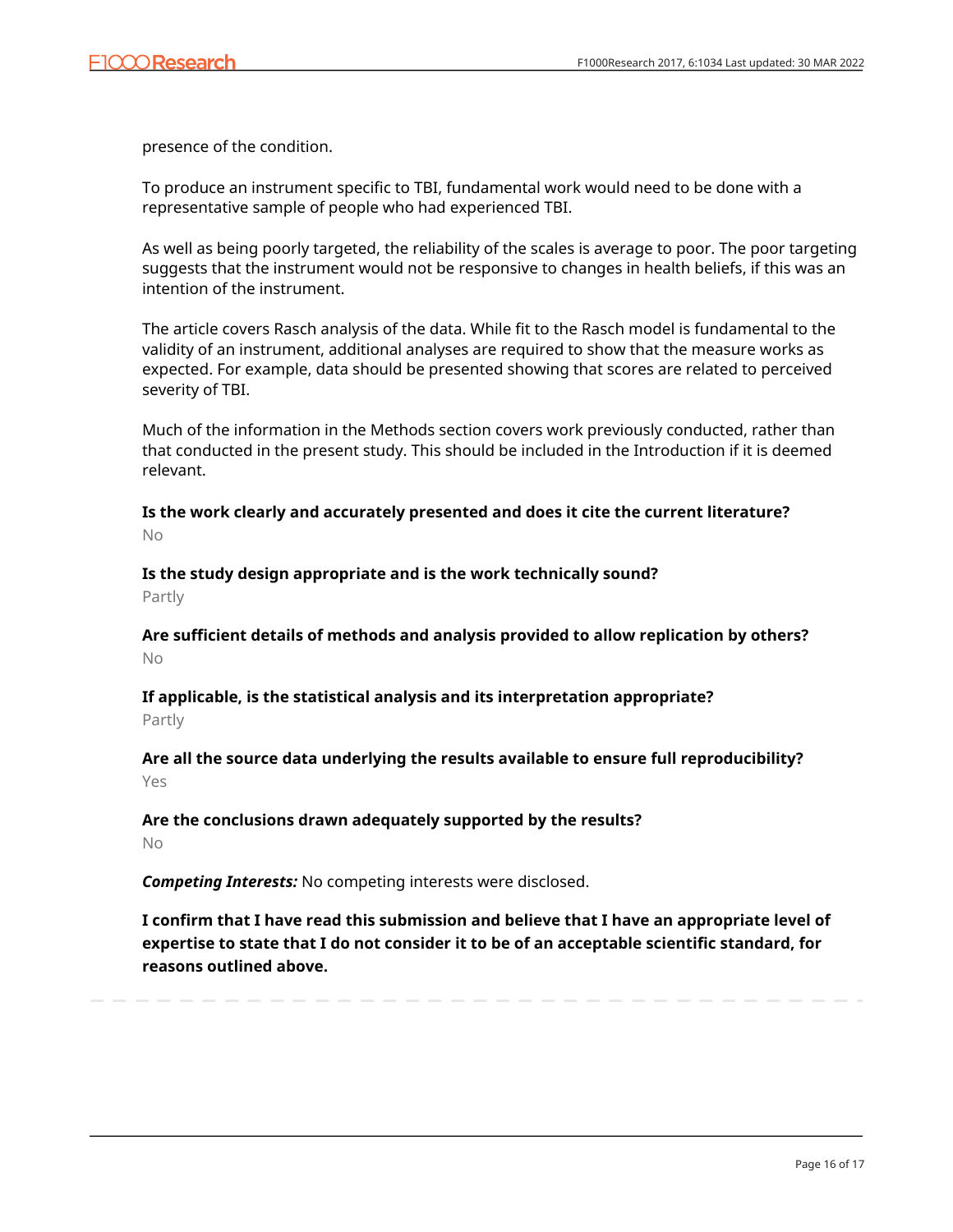presence of the condition.

To produce an instrument specific to TBI, fundamental work would need to be done with a representative sample of people who had experienced TBI.

As well as being poorly targeted, the reliability of the scales is average to poor. The poor targeting suggests that the instrument would not be responsive to changes in health beliefs, if this was an intention of the instrument.

The article covers Rasch analysis of the data. While fit to the Rasch model is fundamental to the validity of an instrument, additional analyses are required to show that the measure works as expected. For example, data should be presented showing that scores are related to perceived severity of TBI.

Much of the information in the Methods section covers work previously conducted, rather than that conducted in the present study. This should be included in the Introduction if it is deemed relevant.

**Is the work clearly and accurately presented and does it cite the current literature?**

No

**Is the study design appropriate and is the work technically sound?**

Partly

**Are sufficient details of methods and analysis provided to allow replication by others?**

No

**If applicable, is the statistical analysis and its interpretation appropriate?**

Partly

**Are all the source data underlying the results available to ensure full reproducibility?**

Yes

**Are the conclusions drawn adequately supported by the results?**

No

***Competing Interests:*** No competing interests were disclosed.

**I confirm that I have read this submission and believe that I have an appropriate level of expertise to state that I do not consider it to be of an acceptable scientific standard, for reasons outlined above.**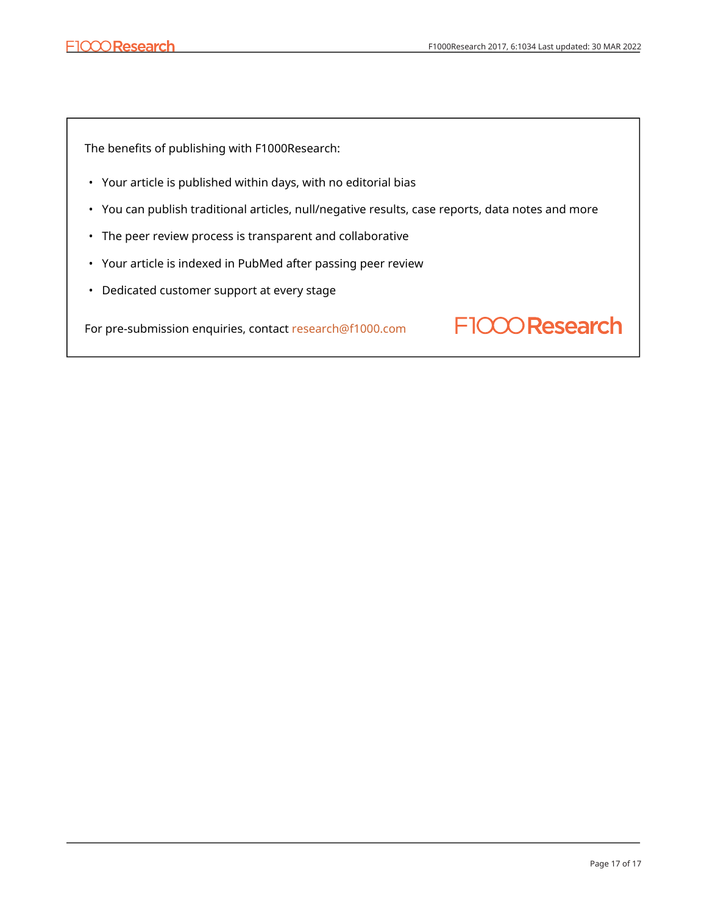The benefits of publishing with F1000Research:

- Your article is published within days, with no editorial bias
- You can publish traditional articles, null/negative results, case reports, data notes and more
- The peer review process is transparent and collaborative
- Your article is indexed in PubMed after passing peer review
- Dedicated customer support at every stage

For pre-submission enquiries, contact research@f1000.com

F1000Research